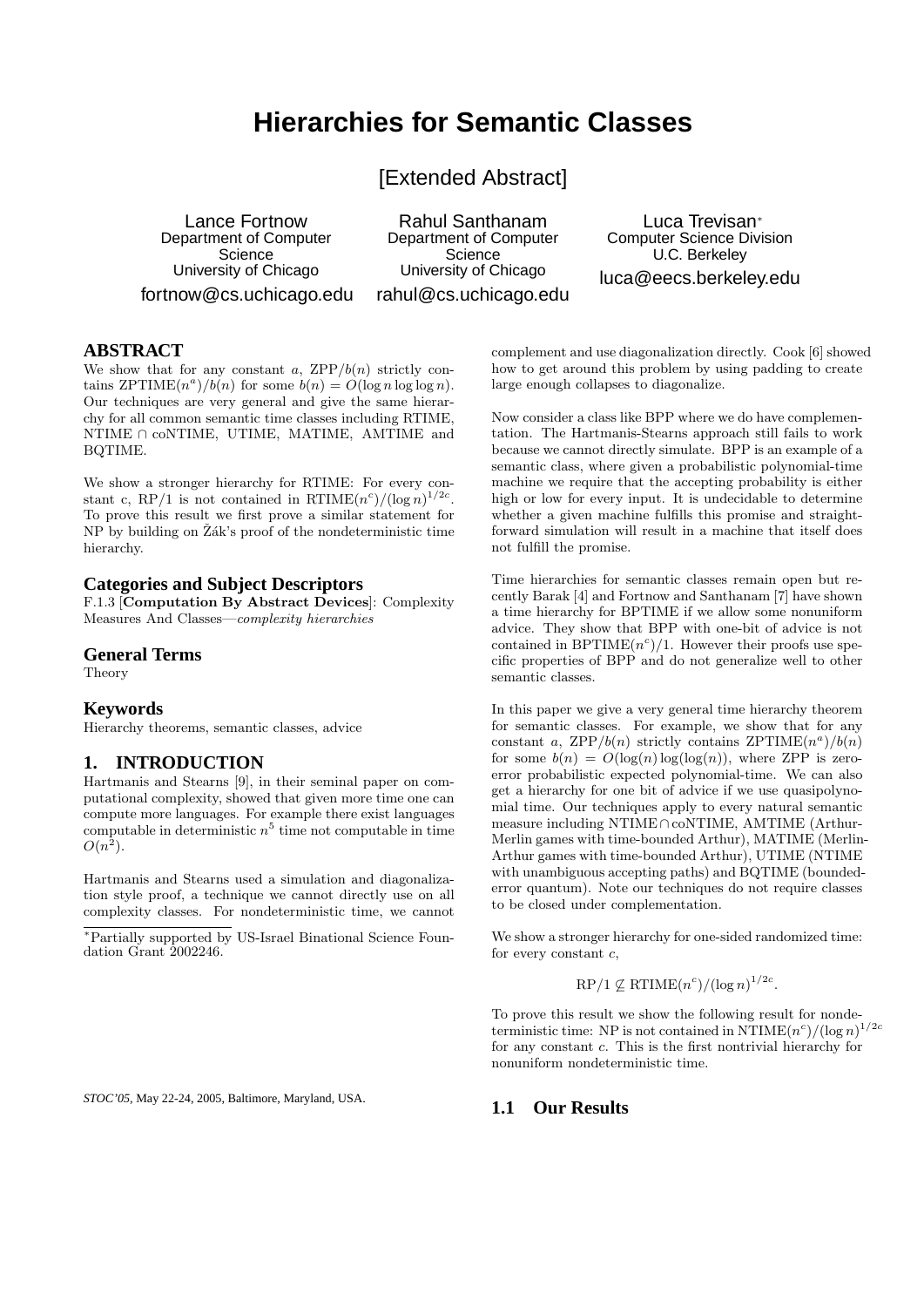# Hierarchies for Semantic Classes

## [Extended Abstract]

Lance Fortnow
Department of Computer Science
University of Chicago
fortnow@cs.uchicago.edu

Rahul Santhanam
Department of Computer Science
University of Chicago
rahul@cs.uchicago.edu

Luca Trevisan[*]
Computer Science Division
U.C. Berkeley
luca@eecs.berkeley.edu

## ABSTRACT

We show that for any constant $a$, $\mathrm{ZPP}/b(n)$ strictly contains $\mathrm{ZPTIME}(n^a)/b(n)$ for some $b(n) = O(\log n \log\log n)$. Our techniques are very general and give the same hierarchy for all common semantic time classes including RTIME, NTIME $\cap$ coNTIME, UTIME, MATIME, AMTIME and BQTIME.

We show a stronger hierarchy for RTIME: For every constant c, RP/1 is not contained in $\mathrm{RTIME}(n^c)/(\log n)^{1/2c}$. To prove this result we first prove a similar statement for NP by building on Žák's proof of the nondeterministic time hierarchy.

## Categories and Subject Descriptors

F.1.3 [**Computation By Abstract Devices**]: Complexity Measures And Classes—*complexity hierarchies*

## General Terms

Theory

## Keywords

Hierarchy theorems, semantic classes, advice

## 1. INTRODUCTION

Hartmanis and Stearns [9], in their seminal paper on computational complexity, showed that given more time one can compute more languages. For example there exist languages computable in deterministic $n^5$ time not computable in time $O(n^2)$.

Hartmanis and Stearns used a simulation and diagonalization style proof, a technique we cannot directly use on all complexity classes. For nondeterministic time, we cannot complement and use diagonalization directly. Cook [6] showed how to get around this problem by using padding to create large enough collapses to diagonalize.

Now consider a class like BPP where we do have complementation. The Hartmanis-Stearns approach still fails to work because we cannot directly simulate. BPP is an example of a semantic class, where given a probabilistic polynomial-time machine we require that the accepting probability is either high or low for every input. It is undecidable to determine whether a given machine fulfills this promise and straightforward simulation will result in a machine that itself does not fulfill the promise.

Time hierarchies for semantic classes remain open but recently Barak [4] and Fortnow and Santhanam [7] have shown a time hierarchy for BPTIME if we allow some nonuniform advice. They show that BPP with one-bit of advice is not contained in $\mathrm{BPTIME}(n^c)/1$. However their proofs use specific properties of BPP and do not generalize well to other semantic classes.

In this paper we give a very general time hierarchy theorem for semantic classes. For example, we show that for any constant $a$, $\mathrm{ZPP}/b(n)$ strictly contains $\mathrm{ZPTIME}(n^a)/b(n)$ for some $b(n) = O(\log(n)\log(\log(n))$, where ZPP is zero-error probabilistic expected polynomial-time. We can also get a hierarchy for one bit of advice if we use quasipolynomial time. Our techniques apply to every natural semantic measure including NTIME$\cap$coNTIME, AMTIME (Arthur-Merlin games with time-bounded Arthur), MATIME (Merlin-Arthur games with time-bounded Arthur), UTIME (NTIME with unambiguous accepting paths) and BQTIME (bounded-error quantum). Note our techniques do not require classes to be closed under complementation.

We show a stronger hierarchy for one-sided randomized time: for every constant $c$,

$$\mathrm{RP}/1 \not\subseteq \mathrm{RTIME}(n^c)/(\log n)^{1/2c}.$$

To prove this result we show the following result for nondeterministic time: NP is not contained in $\mathrm{NTIME}(n^c)/(\log n)^{1/2c}$ for any constant $c$. This is the first nontrivial hierarchy for nonuniform nondeterministic time.

### 1.1 Our Results

[*]Partially supported by US-Israel Binational Science Foundation Grant 2002246.

*STOC'05,* May 22-24, 2005, Baltimore, Maryland, USA.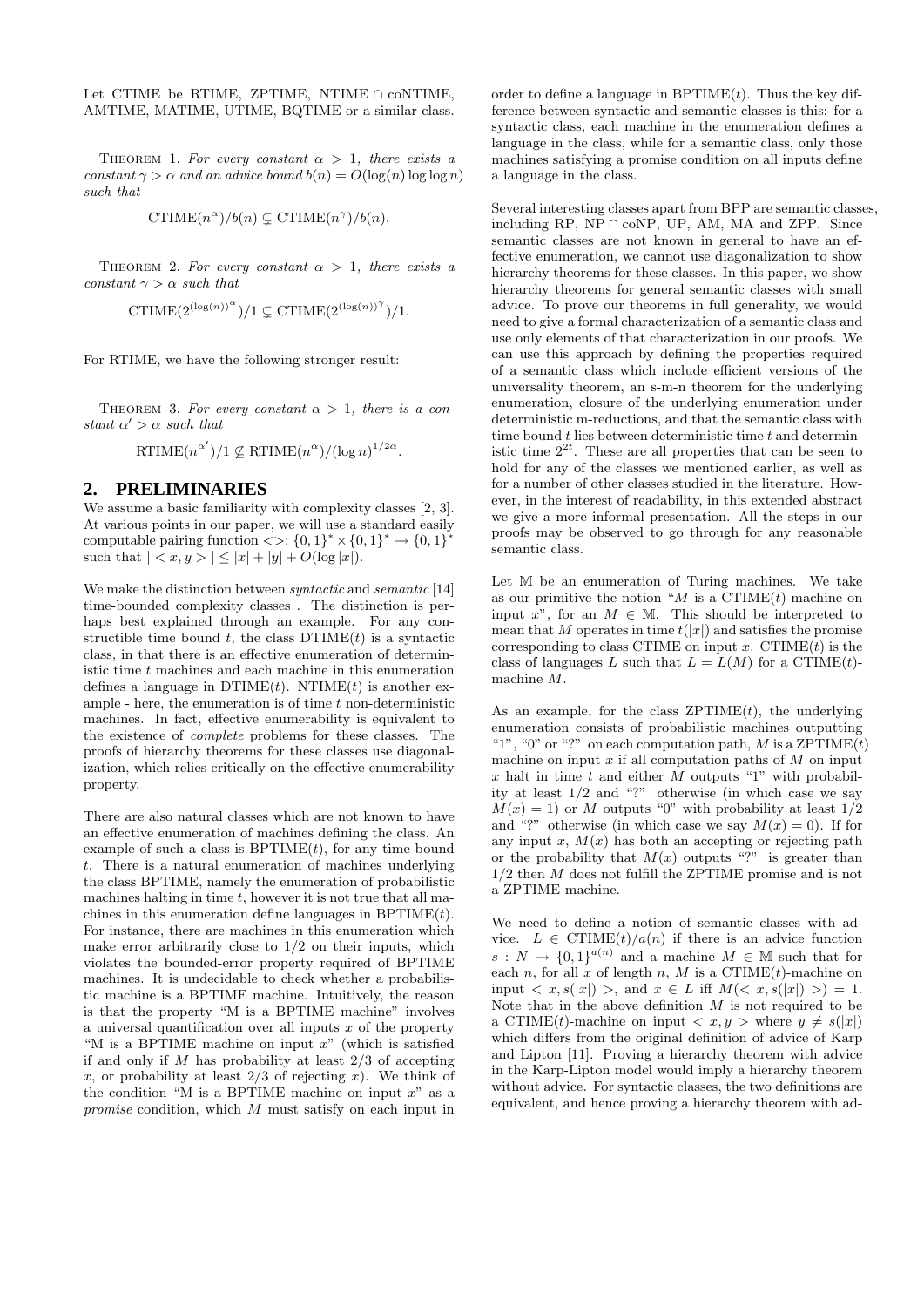Let CTIME be RTIME, ZPTIME, NTIME ∩ coNTIME, AMTIME, MATIME, UTIME, BQTIME or a similar class.

THEOREM 1. *For every constant $\alpha > 1$, there exists a constant $\gamma > \alpha$ and an advice bound $b(n) = O(\log(n) \log\log n)$ such that*

$$\mathrm{CTIME}(n^{\alpha})/b(n) \subsetneq \mathrm{CTIME}(n^{\gamma})/b(n).$$

THEOREM 2. *For every constant $\alpha > 1$, there exists a constant $\gamma > \alpha$ such that*

$$\mathrm{CTIME}(2^{(\log(n))^{\alpha}})/1 \subsetneq \mathrm{CTIME}(2^{(\log(n))^{\gamma}})/1.$$

For RTIME, we have the following stronger result:

THEOREM 3. *For every constant $\alpha > 1$, there is a constant $\alpha' > \alpha$ such that*

$$\mathrm{RTIME}(n^{\alpha'})/1 \not\subseteq \mathrm{RTIME}(n^{\alpha})/(\log n)^{1/2\alpha}.$$

## 2. PRELIMINARIES

We assume a basic familiarity with complexity classes [2, 3]. At various points in our paper, we will use a standard easily computable pairing function $<>: \{0,1\}^* \times \{0,1\}^* \rightarrow \{0,1\}^*$ such that $| < x, y > | \leq |x| + |y| + O(\log |x|)$.

We make the distinction between *syntactic* and *semantic* [14] time-bounded complexity classes . The distinction is perhaps best explained through an example. For any constructible time bound $t$, the class $\mathrm{DTIME}(t)$ is a syntactic class, in that there is an effective enumeration of deterministic time $t$ machines and each machine in this enumeration defines a language in $\mathrm{DTIME}(t)$. $\mathrm{NTIME}(t)$ is another example - here, the enumeration is of time $t$ non-deterministic machines. In fact, effective enumerability is equivalent to the existence of *complete* problems for these classes. The proofs of hierarchy theorems for these classes use diagonalization, which relies critically on the effective enumerability property.

There are also natural classes which are not known to have an effective enumeration of machines defining the class. An example of such a class is $\mathrm{BPTIME}(t)$, for any time bound $t$. There is a natural enumeration of machines underlying the class BPTIME, namely the enumeration of probabilistic machines halting in time $t$, however it is not true that all machines in this enumeration define languages in $\mathrm{BPTIME}(t)$. For instance, there are machines in this enumeration which make error arbitrarily close to 1/2 on their inputs, which violates the bounded-error property required of BPTIME machines. It is undecidable to check whether a probabilistic machine is a BPTIME machine. Intuitively, the reason is that the property "M is a BPTIME machine" involves a universal quantification over all inputs $x$ of the property "M is a BPTIME machine on input $x$" (which is satisfied if and only if $M$ has probability at least 2/3 of accepting $x$, or probability at least 2/3 of rejecting $x$). We think of the condition "M is a BPTIME machine on input $x$" as a *promise* condition, which $M$ must satisfy on each input in order to define a language in $\mathrm{BPTIME}(t)$. Thus the key difference between syntactic and semantic classes is this: for a syntactic class, each machine in the enumeration defines a language in the class, while for a semantic class, only those machines satisfying a promise condition on all inputs define a language in the class.

Several interesting classes apart from BPP are semantic classes, including RP, NP ∩ coNP, UP, AM, MA and ZPP. Since semantic classes are not known in general to have an effective enumeration, we cannot use diagonalization to show hierarchy theorems for these classes. In this paper, we show hierarchy theorems for general semantic classes with small advice. To prove our theorems in full generality, we would need to give a formal characterization of a semantic class and use only elements of that characterization in our proofs. We can use this approach by defining the properties required of a semantic class which include efficient versions of the universality theorem, an s-m-n theorem for the underlying enumeration, closure of the underlying enumeration under deterministic m-reductions, and that the semantic class with time bound $t$ lies between deterministic time $t$ and deterministic time $2^{2t}$. These are all properties that can be seen to hold for any of the classes we mentioned earlier, as well as for a number of other classes studied in the literature. However, in the interest of readability, in this extended abstract we give a more informal presentation. All the steps in our proofs may be observed to go through for any reasonable semantic class.

Let $\mathbb{M}$ be an enumeration of Turing machines. We take as our primitive the notion "$M$ is a $\mathrm{CTIME}(t)$-machine on input $x$", for an $M \in \mathbb{M}$. This should be interpreted to mean that $M$ operates in time $t(|x|)$ and satisfies the promise corresponding to class CTIME on input $x$. $\mathrm{CTIME}(t)$ is the class of languages $L$ such that $L = L(M)$ for a $\mathrm{CTIME}(t)$-machine $M$.

As an example, for the class $\mathrm{ZPTIME}(t)$, the underlying enumeration consists of probabilistic machines outputting "1", "0" or "?" on each computation path, $M$ is a $\mathrm{ZPTIME}(t)$ machine on input $x$ if all computation paths of $M$ on input $x$ halt in time $t$ and either $M$ outputs "1" with probability at least 1/2 and "?" otherwise (in which case we say $M(x) = 1$) or $M$ outputs "0" with probability at least 1/2 and "?" otherwise (in which case we say $M(x) = 0$). If for any input $x$, $M(x)$ has both an accepting or rejecting path or the probability that $M(x)$ outputs "?" is greater than 1/2 then $M$ does not fulfill the ZPTIME promise and is not a ZPTIME machine.

We need to define a notion of semantic classes with advice. $L \in \mathrm{CTIME}(t)/a(n)$ if there is an advice function $s : N \rightarrow \{0,1\}^{a(n)}$ and a machine $M \in \mathbb{M}$ such that for each $n$, for all $x$ of length $n$, $M$ is a $\mathrm{CTIME}(t)$-machine on input $< x, s(|x|) >$, and $x \in L$ iff $M(< x, s(|x|) >) = 1$. Note that in the above definition $M$ is not required to be a $\mathrm{CTIME}(t)$-machine on input $< x, y >$ where $y \neq s(|x|)$ which differs from the original definition of advice of Karp and Lipton [11]. Proving a hierarchy theorem with advice in the Karp-Lipton model would imply a hierarchy theorem without advice. For syntactic classes, the two definitions are equivalent, and hence proving a hierarchy theorem with ad-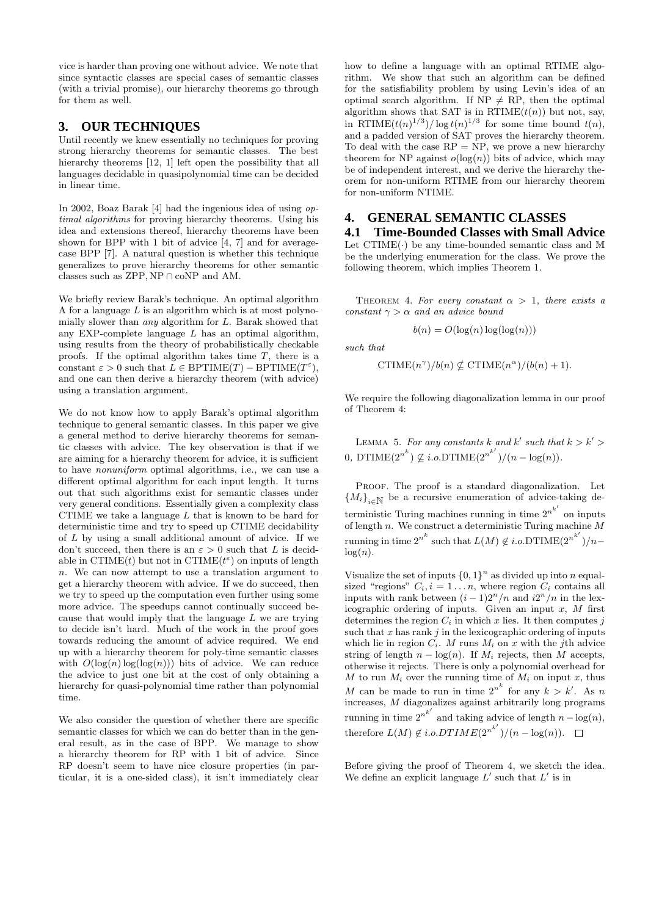vice is harder than proving one without advice. We note that since syntactic classes are special cases of semantic classes (with a trivial promise), our hierarchy theorems go through for them as well.

## 3. OUR TECHNIQUES

Until recently we knew essentially no techniques for proving strong hierarchy theorems for semantic classes. The best hierarchy theorems [12, 1] left open the possibility that all languages decidable in quasipolynomial time can be decided in linear time.

In 2002, Boaz Barak [4] had the ingenious idea of using *optimal algorithms* for proving hierarchy theorems. Using his idea and extensions thereof, hierarchy theorems have been shown for BPP with 1 bit of advice [4, 7] and for average-case BPP [7]. A natural question is whether this technique generalizes to prove hierarchy theorems for other semantic classes such as ZPP, NP $\cap$ coNP and AM.

We briefly review Barak's technique. An optimal algorithm A for a language $L$ is an algorithm which is at most polynomially slower than *any* algorithm for $L$. Barak showed that any EXP-complete language $L$ has an optimal algorithm, using results from the theory of probabilistically checkable proofs. If the optimal algorithm takes time $T$, there is a constant $\varepsilon > 0$ such that $L \in \text{BPTIME}(T) - \text{BPTIME}(T^{\varepsilon})$, and one can then derive a hierarchy theorem (with advice) using a translation argument.

We do not know how to apply Barak's optimal algorithm technique to general semantic classes. In this paper we give a general method to derive hierarchy theorems for semantic classes with advice. The key observation is that if we are aiming for a hierarchy theorem for advice, it is sufficient to have *nonuniform* optimal algorithms, i.e., we can use a different optimal algorithm for each input length. It turns out that such algorithms exist for semantic classes under very general conditions. Essentially given a complexity class CTIME we take a language $L$ that is known to be hard for deterministic time and try to speed up CTIME decidability of $L$ by using a small additional amount of advice. If we don't succeed, then there is an $\varepsilon > 0$ such that $L$ is decidable in $\text{CTIME}(t)$ but not in $\text{CTIME}(t^{\varepsilon})$ on inputs of length $n$. We can now attempt to use a translation argument to get a hierarchy theorem with advice. If we do succeed, then we try to speed up the computation even further using some more advice. The speedups cannot continually succeed because that would imply that the language $L$ we are trying to decide isn't hard. Much of the work in the proof goes towards reducing the amount of advice required. We end up with a hierarchy theorem for poly-time semantic classes with $O(\log(n)\log(\log(n)))$ bits of advice. We can reduce the advice to just one bit at the cost of only obtaining a hierarchy for quasi-polynomial time rather than polynomial time.

We also consider the question of whether there are specific semantic classes for which we can do better than in the general result, as in the case of BPP. We manage to show a hierarchy theorem for RP with 1 bit of advice. Since RP doesn't seem to have nice closure properties (in particular, it is a one-sided class), it isn't immediately clear how to define a language with an optimal RTIME algorithm. We show that such an algorithm can be defined for the satisfiability problem by using Levin's idea of an optimal search algorithm. If NP $\neq$ RP, then the optimal algorithm shows that SAT is in $\text{RTIME}(t(n))$ but not, say, in $\text{RTIME}(t(n)^{1/3})/\log t(n)^{1/3}$ for some time bound $t(n)$, and a padded version of SAT proves the hierarchy theorem. To deal with the case RP = NP, we prove a new hierarchy theorem for NP against $o(\log(n))$ bits of advice, which may be of independent interest, and we derive the hierarchy theorem for non-uniform RTIME from our hierarchy theorem for non-uniform NTIME.

## 4. GENERAL SEMANTIC CLASSES

### 4.1 Time-Bounded Classes with Small Advice

Let $\text{CTIME}(\cdot)$ be any time-bounded semantic class and $\mathbb{M}$ be the underlying enumeration for the class. We prove the following theorem, which implies Theorem 1.

THEOREM 4. *For every constant $\alpha > 1$, there exists a constant $\gamma > \alpha$ and an advice bound*

$$b(n) = O(\log(n)\log(\log(n)))$$

*such that*

$$\text{CTIME}(n^{\gamma})/b(n) \nsubseteq \text{CTIME}(n^{\alpha})/(b(n)+1).$$

We require the following diagonalization lemma in our proof of Theorem 4:

LEMMA 5. *For any constants $k$ and $k'$ such that $k > k' > 0$, $\text{DTIME}(2^{n^k}) \nsubseteq i.o.\text{DTIME}(2^{n^{k'}})/(n - \log(n))$.*

PROOF. The proof is a standard diagonalization. Let $\{M_i\}_{i\in\mathbb{N}}$ be a recursive enumeration of advice-taking deterministic Turing machines running in time $2^{n^{k'}}$ on inputs of length $n$. We construct a deterministic Turing machine $M$ running in time $2^{n^k}$ such that $L(M) \notin i.o.\text{DTIME}(2^{n^{k'}})/n - \log(n)$.

Visualize the set of inputs $\{0,1\}^n$ as divided up into $n$ equal-sized "regions" $C_i, i = 1 \ldots n$, where region $C_i$ contains all inputs with rank between $(i-1)2^n/n$ and $i2^n/n$ in the lexicographic ordering of inputs. Given an input $x$, $M$ first determines the region $C_i$ in which $x$ lies. It then computes $j$ such that $x$ has rank $j$ in the lexicographic ordering of inputs which lie in region $C_i$. $M$ runs $M_i$ on $x$ with the $j$th advice string of length $n - \log(n)$. If $M_i$ rejects, then $M$ accepts, otherwise it rejects. There is only a polynomial overhead for $M$ to run $M_i$ over the running time of $M_i$ on input $x$, thus $M$ can be made to run in time $2^{n^k}$ for any $k > k'$. As $n$ increases, $M$ diagonalizes against arbitrarily long programs running in time $2^{n^{k'}}$ and taking advice of length $n - \log(n)$, therefore $L(M) \notin i.o.DTIME(2^{n^{k'}})/(n - \log(n))$. $\square$

Before giving the proof of Theorem 4, we sketch the idea. We define an explicit language $L'$ such that $L'$ is in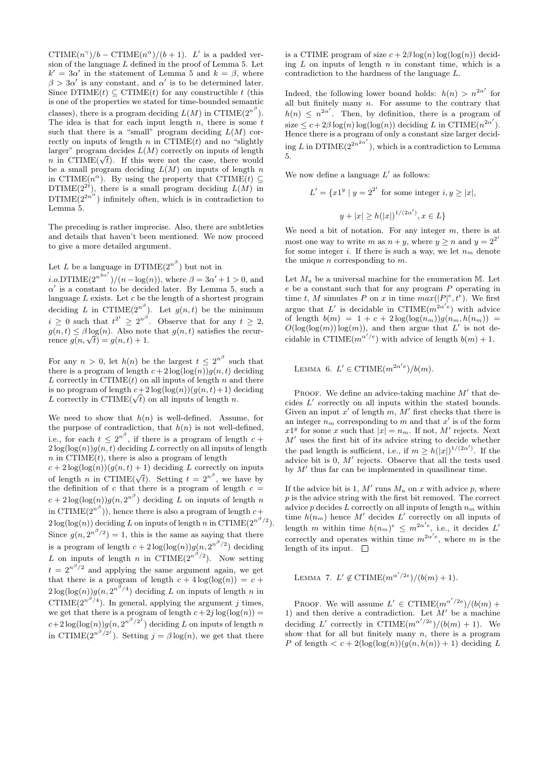$\mathrm{CTIME}(n^{\gamma})/b - \mathrm{CTIME}(n^{\alpha})/(b+1)$. $L'$ is a padded version of the language $L$ defined in the proof of Lemma 5. Let $k' = 3\alpha'$ in the statement of Lemma 5 and $k = \beta$, where $\beta > 3\alpha'$ is any constant, and $\alpha'$ is to be determined later. Since $\mathrm{DTIME}(t) \subseteq \mathrm{CTIME}(t)$ for any constructible $t$ (this is one of the properties we stated for time-bounded semantic classes), there is a program deciding $L(M)$ in $\mathrm{CTIME}(2^{n^{\beta}})$. The idea is that for each input length $n$, there is some $t$ such that there is a "small" program deciding $L(M)$ correctly on inputs of length $n$ in $\mathrm{CTIME}(t)$ and no "slightly larger" program decides $L(M)$ correctly on inputs of length $n$ in $\mathrm{CTIME}(\sqrt{t})$. If this were not the case, there would be a small program deciding $L(M)$ on inputs of length $n$ in $\mathrm{CTIME}(n^{\alpha})$. By using the property that $\mathrm{CTIME}(t) \subseteq \mathrm{DTIME}(2^{2t})$, there is a small program deciding $L(M)$ in $\mathrm{DTIME}(2^{2n^{\alpha}})$ infinitely often, which is in contradiction to Lemma 5.

The preceding is rather imprecise. Also, there are subtleties and details that haven't been mentioned. We now proceed to give a more detailed argument.

Let $L$ be a language in $\mathrm{DTIME}(2^{n^{\beta}})$ but not in $i.o.\mathrm{DTIME}(2^{n^{3\alpha'}})/(n - \log(n))$, where $\beta = 3\alpha' + 1 > 0$, and $\alpha'$ is a constant to be decided later. By Lemma 5, such a language $L$ exists. Let $c$ be the length of a shortest program deciding $L$ in $\mathrm{CTIME}(2^{n^{\beta}})$. Let $g(n,t)$ be the minimum $i \geq 0$ such that $t^{2^i} \geq 2^{n^{\beta}}$. Observe that for any $t \geq 2$, $g(n,t) \leq \beta \log(n)$. Also note that $g(n,t)$ satisfies the recurrence $g(n, \sqrt{t}) = g(n,t) + 1$.

For any $n > 0$, let $h(n)$ be the largest $t \leq 2^{n^{\beta}}$ such that there is a program of length $c + 2\log(\log(n))g(n,t)$ deciding $L$ correctly in $\mathrm{CTIME}(t)$ on all inputs of length $n$ and there is no program of length $c + 2\log(\log(n))(g(n,t)+1)$ deciding $L$ correctly in $\mathrm{CTIME}(\sqrt{t})$ on all inputs of length $n$.

We need to show that $h(n)$ is well-defined. Assume, for the purpose of contradiction, that $h(n)$ is not well-defined, i.e., for each $t \leq 2^{n^{\beta}}$, if there is a program of length $c + 2\log(\log(n))g(n,t)$ deciding $L$ correctly on all inputs of length $n$ in $\mathrm{CTIME}(t)$, there is also a program of length $c + 2\log(\log(n))(g(n,t)+1)$ deciding $L$ correctly on inputs of length $n$ in $\mathrm{CTIME}(\sqrt{t})$. Setting $t = 2^{n^{\beta}}$, we have by the definition of $c$ that there is a program of length $c = c + 2\log(\log(n))g(n, 2^{n^{\beta}})$ deciding $L$ on inputs of length $n$ in $\mathrm{CTIME}(2^{n^{\beta}})$), hence there is also a program of length $c + 2\log(\log(n))$ deciding $L$ on inputs of length $n$ in $\mathrm{CTIME}(2^{n^{\beta}/2})$. Since $g(n, 2^{n^{\beta}/2}) = 1$, this is the same as saying that there is a program of length $c + 2\log(\log(n))g(n, 2^{n^{\beta}/2})$ deciding $L$ on inputs of length $n$ in $\mathrm{CTIME}(2^{n^{\beta}/2})$. Now setting $t = 2^{n^{\beta}/2}$ and applying the same argument again, we get that there is a program of length $c + 4\log(\log(n)) = c + 2\log(\log(n))g(n, 2^{n^{\beta}/4})$ deciding $L$ on inputs of length $n$ in $\mathrm{CTIME}(2^{n^{\beta}/4})$. In general, applying the argument $j$ times, we get that there is a program of length $c + 2j\log(\log(n)) = c + 2\log(\log(n))g(n, 2^{n^{\beta}/2^j})$ deciding $L$ on inputs of length $n$ in $\mathrm{CTIME}(2^{n^{\beta}/2^j})$. Setting $j = \beta\log(n)$, we get that there is a CTIME program of size $c + 2\beta\log(n)\log(\log(n))$ deciding $L$ on inputs of length $n$ in constant time, which is a contradiction to the hardness of the language $L$.

Indeed, the following lower bound holds: $h(n) > n^{2\alpha'}$ for all but finitely many $n$. For assume to the contrary that $h(n) \leq n^{2\alpha'}$. Then, by definition, there is a program of size $\leq c + 2\beta\log(n)\log(\log(n))$ deciding $L$ in $\mathrm{CTIME}(n^{2\alpha'})$. Hence there is a program of only a constant size larger deciding $L$ in $\mathrm{DTIME}(2^{2n^{2\alpha'}})$, which is a contradiction to Lemma 5.

We now define a language $L'$ as follows:

$$L' = \{x1^y \mid y = 2^{2^i} \text{ for some integer } i, y \geq |x|,$$

$$y + |x| \geq h(|x|)^{1/(2\alpha')}, x \in L\}$$

We need a bit of notation. For any integer $m$, there is at most one way to write $m$ as $n + y$, where $y \geq n$ and $y = 2^{2^i}$ for some integer $i$. If there is such a way, we let $n_m$ denote the unique $n$ corresponding to $m$.

Let $M_u$ be a universal machine for the enumeration $\mathbb{M}$. Let $e$ be a constant such that for any program $P$ operating in time $t$, $M$ simulates $P$ on $x$ in time $max(|P|^e, t^e)$. We first argue that $L'$ is decidable in $\mathrm{CTIME}(m^{2\alpha' e})$ with advice of length $b(m) = 1 + c + 2\log(\log(n_m))g(n_m, h(n_m)) = O(\log(\log(m))\log(m))$, and then argue that $L'$ is not decidable in $\mathrm{CTIME}(m^{\alpha'/e})$ with advice of length $b(m) + 1$.

Lemma 6. $L' \in \mathrm{CTIME}(m^{2\alpha' e})/b(m)$.

Proof. We define an advice-taking machine $M'$ that decides $L'$ correctly on all inputs within the stated bounds. Given an input $x'$ of length $m$, $M'$ first checks that there is an integer $n_m$ corresponding to $m$ and that $x'$ is of the form $x1^y$ for some $x$ such that $|x| = n_m$. If not, $M'$ rejects. Next $M'$ uses the first bit of its advice string to decide whether the pad length is sufficient, i.e., if $m \geq h(|x|)^{1/(2\alpha')}$. If the advice bit is 0, $M'$ rejects. Observe that all the tests used by $M'$ thus far can be implemented in quasilinear time.

If the advice bit is 1, $M'$ runs $M_u$ on $x$ with advice $p$, where $p$ is the advice string with the first bit removed. The correct advice $p$ decides $L$ correctly on all inputs of length $n_m$ within time $h(n_m)$ hence $M'$ decides $L'$ correctly on all inputs of length $m$ within time $h(n_m)^e \leq m^{2\alpha' e}$, i.e., it decides $L'$ correctly and operates within time $m^{2\alpha' e}$, where $m$ is the length of its input. $\square$

Lemma 7. $L' \notin \mathrm{CTIME}(m^{\alpha'/2e})/(b(m)+1)$.

Proof. We will assume $L' \in \mathrm{CTIME}(m^{\alpha'/2e})/(b(m)+1)$ and then derive a contradiction. Let $M'$ be a machine deciding $L'$ correctly in $\mathrm{CTIME}(m^{\alpha'/2e})/(b(m)+1)$. We show that for all but finitely many $n$, there is a program $P$ of length $< c + 2(\log(\log(n))(g(n, h(n)) + 1)$ deciding $L$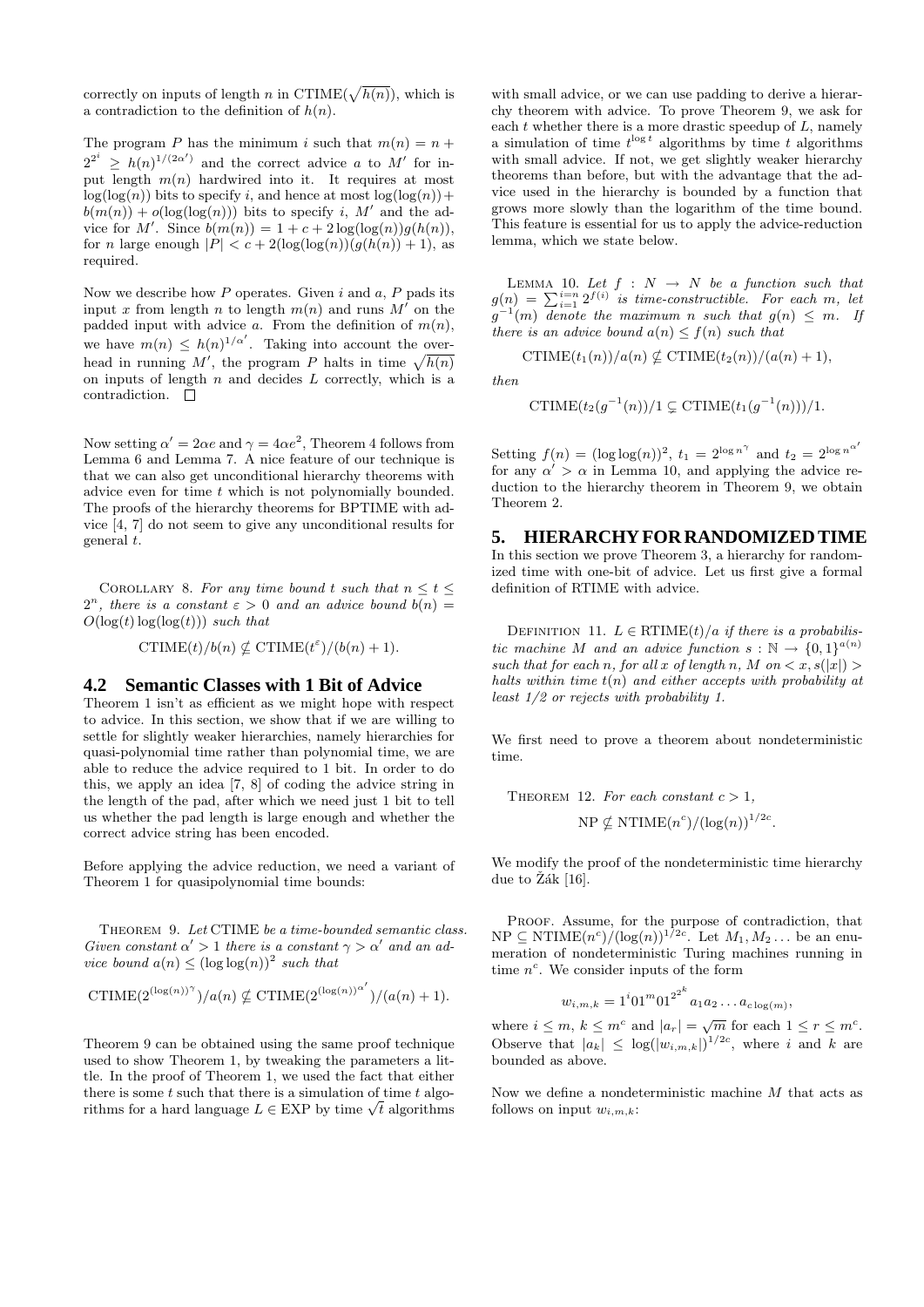correctly on inputs of length $n$ in $\mathrm{CTIME}(\sqrt{h(n)})$, which is a contradiction to the definition of $h(n)$.

The program $P$ has the minimum $i$ such that $m(n) = n + 2^{2^i} \geq h(n)^{1/(2\alpha')}$ and the correct advice $a$ to $M'$ for input length $m(n)$ hardwired into it. It requires at most $\log(\log(n))$ bits to specify $i$, and hence at most $\log(\log(n)) + b(m(n)) + o(\log(\log(n)))$ bits to specify $i$, $M'$ and the advice for $M'$. Since $b(m(n)) = 1 + c + 2\log(\log(n))g(h(n))$, for $n$ large enough $|P| < c + 2(\log(\log(n))(g(h(n)) + 1)$, as required.

Now we describe how $P$ operates. Given $i$ and $a$, $P$ pads its input $x$ from length $n$ to length $m(n)$ and runs $M'$ on the padded input with advice $a$. From the definition of $m(n)$, we have $m(n) \leq h(n)^{1/\alpha'}$. Taking into account the overhead in running $M'$, the program $P$ halts in time $\sqrt{h(n)}$ on inputs of length $n$ and decides $L$ correctly, which is a contradiction. $\square$

Now setting $\alpha' = 2\alpha e$ and $\gamma = 4\alpha e^2$, Theorem 4 follows from Lemma 6 and Lemma 7. A nice feature of our technique is that we can also get unconditional hierarchy theorems with advice even for time $t$ which is not polynomially bounded. The proofs of the hierarchy theorems for BPTIME with advice [4, 7] do not seem to give any unconditional results for general $t$.

Corollary 8. *For any time bound $t$ such that $n \leq t \leq 2^n$, there is a constant $\varepsilon > 0$ and an advice bound $b(n) = O(\log(t)\log(\log(t)))$ such that*

$$\mathrm{CTIME}(t)/b(n) \not\subseteq \mathrm{CTIME}(t^{\varepsilon})/(b(n)+1).$$

## 4.2 Semantic Classes with 1 Bit of Advice

Theorem 1 isn't as efficient as we might hope with respect to advice. In this section, we show that if we are willing to settle for slightly weaker hierarchies, namely hierarchies for quasi-polynomial time rather than polynomial time, we are able to reduce the advice required to 1 bit. In order to do this, we apply an idea [7, 8] of coding the advice string in the length of the pad, after which we need just 1 bit to tell us whether the pad length is large enough and whether the correct advice string has been encoded.

Before applying the advice reduction, we need a variant of Theorem 1 for quasipolynomial time bounds:

Theorem 9. *Let* CTIME *be a time-bounded semantic class. Given constant $\alpha' > 1$ there is a constant $\gamma > \alpha'$ and an advice bound $a(n) \leq (\log\log(n))^2$ such that*

$$\mathrm{CTIME}(2^{(\log(n))^{\gamma}})/a(n) \not\subseteq \mathrm{CTIME}(2^{(\log(n))^{\alpha'}})/(a(n)+1).$$

Theorem 9 can be obtained using the same proof technique used to show Theorem 1, by tweaking the parameters a little. In the proof of Theorem 1, we used the fact that either there is some $t$ such that there is a simulation of time $t$ algorithms for a hard language $L \in \mathrm{EXP}$ by time $\sqrt{t}$ algorithms with small advice, or we can use padding to derive a hierarchy theorem with advice. To prove Theorem 9, we ask for each $t$ whether there is a more drastic speedup of $L$, namely a simulation of time $t^{\log t}$ algorithms by time $t$ algorithms with small advice. If not, we get slightly weaker hierarchy theorems than before, but with the advantage that the advice used in the hierarchy is bounded by a function that grows more slowly than the logarithm of the time bound. This feature is essential for us to apply the advice-reduction lemma, which we state below.

Lemma 10. *Let $f : N \rightarrow N$ be a function such that $g(n) = \sum_{i=1}^{i=n} 2^{f(i)}$ is time-constructible. For each $m$, let $g^{-1}(m)$ denote the maximum $n$ such that $g(n) \leq m$. If there is an advice bound $a(n) \leq f(n)$ such that*

$$\mathrm{CTIME}(t_1(n))/a(n) \not\subseteq \mathrm{CTIME}(t_2(n))/(a(n)+1),$$

*then*

$$\mathrm{CTIME}(t_2(g^{-1}(n))/1 \subsetneq \mathrm{CTIME}(t_1(g^{-1}(n)))/1.$$

Setting $f(n) = (\log\log(n))^2$, $t_1 = 2^{\log n^{\gamma}}$ and $t_2 = 2^{\log n^{\alpha'}}$ for any $\alpha' > \alpha$ in Lemma 10, and applying the advice reduction to the hierarchy theorem in Theorem 9, we obtain Theorem 2.

# 5. HIERARCHY FOR RANDOMIZED TIME

In this section we prove Theorem 3, a hierarchy for randomized time with one-bit of advice. Let us first give a formal definition of RTIME with advice.

Definition 11. *$L \in \mathrm{RTIME}(t)/a$ if there is a probabilistic machine $M$ and an advice function $s : \mathbb{N} \rightarrow \{0,1\}^{a(n)}$ such that for each $n$, for all $x$ of length $n$, $M$ on $< x, s(|x|) >$ halts within time $t(n)$ and either accepts with probability at least 1/2 or rejects with probability 1.*

We first need to prove a theorem about nondeterministic time.

Theorem 12. *For each constant $c > 1$,*

$$\mathrm{NP} \not\subseteq \mathrm{NTIME}(n^c)/(\log(n))^{1/2c}.$$

We modify the proof of the nondeterministic time hierarchy due to Žák [16].

Proof. Assume, for the purpose of contradiction, that $\mathrm{NP} \subseteq \mathrm{NTIME}(n^c)/(\log(n))^{1/2c}$. Let $M_1, M_2 \ldots$ be an enumeration of nondeterministic Turing machines running in time $n^c$. We consider inputs of the form

$$w_{i,m,k} = 1^i 0 1^m 0 1^{2^{2^k}} a_1 a_2 \ldots a_{c\log(m)},$$

where $i \leq m$, $k \leq m^c$ and $|a_r| = \sqrt{m}$ for each $1 \leq r \leq m^c$. Observe that $|a_k| \leq \log(|w_{i,m,k}|)^{1/2c}$, where $i$ and $k$ are bounded as above.

Now we define a nondeterministic machine $M$ that acts as follows on input $w_{i,m,k}$: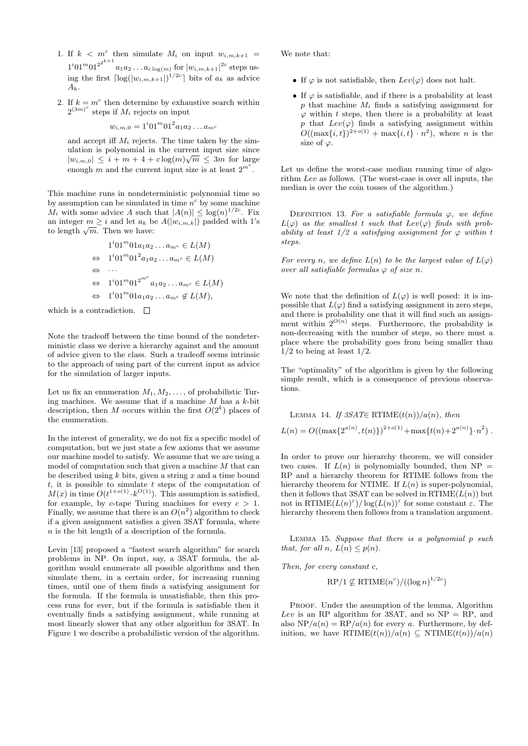1. If $k < m^c$ then simulate $M_i$ on input $w_{i,m,k+1} = 1^i01^m01^{2^{2^{k+1}}}a_1a_2\dots a_{c\log(m)}$ for $|w_{i,m,k+1}|^{2c}$ steps using the first $\lceil \log(|w_{i,m,k+1}|)^{1/2c}\rceil$ bits of $a_k$ as advice $A_k$.
2. If $k = m^c$ then determine by exhaustive search within $2^{(3m)^c}$ steps if $M_i$ rejects on input

$$w_{i,m,0} = 1^i01^m01^2a_1a_2\dots a_{m^c}$$

and accept iff $M_i$ rejects. The time taken by the simulation is polynomial in the current input size since $|w_{i,m,0}| \le i + m + 4 + c\log(m)\sqrt{m} \le 3m$ for large enough $m$ and the current input size is at least $2^{m^c}$.

This machine runs in nondeterministic polynomial time so by assumption can be simulated in time $n^c$ by some machine $M_i$ with some advice $A$ such that $|A(n)| \le \log(n)^{1/2c}$. Fix an integer $m \ge i$ and let $a_k$ be $A(|w_{i,m,k}|)$ padded with 1's to length $\sqrt{m}$. Then we have:

$$\begin{aligned}
& 1^i01^m01a_1a_2\dots a_{m^c} \in L(M)\\
\Leftrightarrow\ & 1^i01^m01^2a_1a_2\dots a_{m^c} \in L(M)\\
\Leftrightarrow\ & \cdots\\
\Leftrightarrow\ & 1^i01^m01^{2^{m^c}}a_1a_2\dots a_{m^c} \in L(M)\\
\Leftrightarrow\ & 1^i01^m01a_1a_2\dots a_{m^c} \notin L(M),
\end{aligned}$$

which is a contradiction. □

Note the tradeoff between the time bound of the nondeterministic class we derive a hierarchy against and the amount of advice given to the class. Such a tradeoff seems intrinsic to the approach of using part of the current input as advice for the simulation of larger inputs.

Let us fix an enumeration $M_1, M_2, \dots,$ of probabilistic Turing machines. We assume that if a machine $M$ has a $k$-bit description, then $M$ occurs within the first $O(2^k)$ places of the enumeration.

In the interest of generality, we do not fix a specific model of computation, but we just state a few axioms that we assume our machine model to satisfy. We assume that we are using a model of computation such that given a machine $M$ that can be described using $k$ bits, given a string $x$ and a time bound $t$, it is possible to simulate $t$ steps of the computation of $M(x)$ in time $O(t^{1+o(1)} \cdot k^{O(1)})$. This assumption is satisfied, for example, by $c$-tape Turing machines for every $c > 1$. Finally, we assume that there is an $O(n^2)$ algorithm to check if a given assignment satisfies a given 3SAT formula, where $n$ is the bit length of a description of the formula.

Levin [13] proposed a "fastest search algorithm" for search problems in NP. On input, say, a 3SAT formula, the algorithm would enumerate all possible algorithms and then simulate them, in a certain order, for increasing running times, until one of them finds a satisfying assignment for the formula. If the formula is unsatisfiable, then this process runs for ever, but if the formula is satisfiable then it eventually finds a satisfying assignment, while running at most linearly slower that any other algorithm for 3SAT. In Figure 1 we describe a probabilistic version of the algorithm.

We note that:

- If $\varphi$ is not satisfiable, then $Lev(\varphi)$ does not halt.
- If $\varphi$ is satisfiable, and if there is a probability at least $p$ that machine $M_i$ finds a satisfying assignment for $\varphi$ within $t$ steps, then there is a probability at least $p$ that $Lev(\varphi)$ finds a satisfying assignment within $O((\max\{i,t\})^{2+o(1)} + \max\{i,t\} \cdot n^2)$, where $n$ is the size of $\varphi$.

Let us define the worst-case median running time of algorithm $Lev$ as follows. (The worst-case is over all inputs, the median is over the coin tosses of the algorithm.)

Definition 13. *For a satisfiable formula $\varphi$, we define $L(\varphi)$ as the smallest $t$ such that $Lev(\varphi)$ finds with probability at least 1/2 a satisfying assignment for $\varphi$ within $t$ steps.*

*For every $n$, we define $L(n)$ to be the largest value of $L(\varphi)$ over all satisfiable formulas $\varphi$ of size $n$.*

We note that the definition of $L(\varphi)$ is well posed: it is impossible that $L(\varphi)$ find a satisfying assignment in zero steps, and there is probability one that it will find such an assignment within $2^{O(n)}$ steps. Furthermore, the probability is non-decreasing with the number of steps, so there must a place where the probability goes from being smaller than 1/2 to being at least 1/2.

The "optimality" of the algorithm is given by the following simple result, which is a consequence of previous observations.

Lemma 14. *If 3SAT$\in$ RTIME$(t(n))/a(n)$, then*

$$L(n) = O((\max\{2^{a(n)}, t(n)\})^{2+o(1)} + \max\{t(n)+2^{a(n)}\}\cdot n^2)\ .$$

In order to prove our hierarchy theorem, we will consider two cases. If $L(n)$ is polynomially bounded, then NP = RP and a hierarchy theorem for RTIME follows from the hierarchy theorem for NTIME. If $L(n)$ is super-polynomial, then it follows that 3SAT can be solved in RTIME$(L(n))$ but not in RTIME$(L(n)^\varepsilon)/\log(L(n))^\varepsilon$ for some constant $\varepsilon$. The hierarchy theorem then follows from a translation argument.

Lemma 15. *Suppose that there is a polynomial $p$ such that, for all $n$, $L(n) \le p(n)$.*

*Then, for every constant $c$,*

$$\mathrm{RP}/1 \not\subseteq \mathrm{RTIME}(n^c)/((\log n)^{1/2c})$$

Proof. Under the assumption of the lemma, Algorithm $Lev$ is an RP algorithm for 3SAT, and so NP = RP, and also NP$/a(n)$ = RP$/a(n)$ for every $a$. Furthermore, by definition, we have RTIME$(t(n))/a(n) \subseteq$ NTIME$(t(n))/a(n)$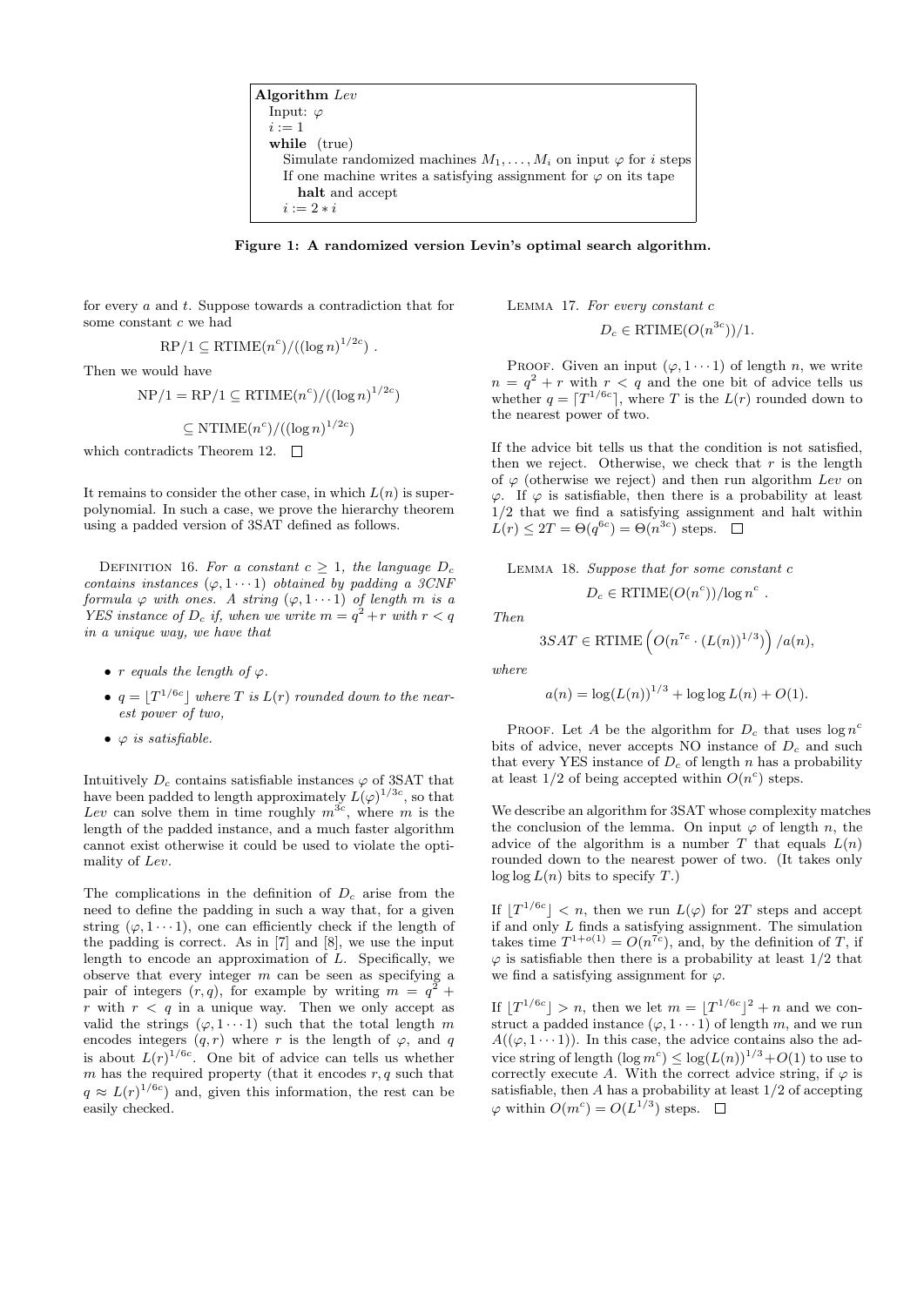```
Algorithm Lev
  Input: φ
  i := 1
  while (true)
    Simulate randomized machines M_1, ..., M_i on input φ for i steps
    If one machine writes a satisfying assignment for φ on its tape
      halt and accept
    i := 2 * i
```

**Figure 1: A randomized version Levin's optimal search algorithm.**

for every $a$ and $t$. Suppose towards a contradiction that for some constant $c$ we had

$$\mathrm{RP}/1 \subseteq \mathrm{RTIME}(n^c)/((\log n)^{1/2c}) .$$

Then we would have

$$\mathrm{NP}/1 = \mathrm{RP}/1 \subseteq \mathrm{RTIME}(n^c)/((\log n)^{1/2c})$$

$$\subseteq \mathrm{NTIME}(n^c)/((\log n)^{1/2c})$$

which contradicts Theorem 12. □

It remains to consider the other case, in which $L(n)$ is superpolynomial. In such a case, we prove the hierarchy theorem using a padded version of 3SAT defined as follows.

DEFINITION 16. *For a constant $c \geq 1$, the language $D_c$ contains instances $(\varphi, 1\cdots1)$ obtained by padding a 3CNF formula $\varphi$ with ones. A string $(\varphi, 1\cdots1)$ of length $m$ is a YES instance of $D_c$ if, when we write $m = q^2 + r$ with $r < q$ in a unique way, we have that*

- *$r$ equals the length of $\varphi$.*
- *$q = \lfloor T^{1/6c} \rfloor$ where $T$ is $L(r)$ rounded down to the nearest power of two,*
- *$\varphi$ is satisfiable.*

Intuitively $D_c$ contains satisfiable instances $\varphi$ of 3SAT that have been padded to length approximately $L(\varphi)^{1/3c}$, so that *Lev* can solve them in time roughly $m^{3c}$, where $m$ is the length of the padded instance, and a much faster algorithm cannot exist otherwise it could be used to violate the optimality of *Lev*.

The complications in the definition of $D_c$ arise from the need to define the padding in such a way that, for a given string $(\varphi, 1\cdots1)$, one can efficiently check if the length of the padding is correct. As in [7] and [8], we use the input length to encode an approximation of $L$. Specifically, we observe that every integer $m$ can be seen as specifying a pair of integers $(r, q)$, for example by writing $m = q^2 + r$ with $r < q$ in a unique way. Then we only accept as valid the strings $(\varphi, 1\cdots1)$ such that the total length $m$ encodes integers $(q, r)$ where $r$ is the length of $\varphi$, and $q$ is about $L(r)^{1/6c}$. One bit of advice can tell us whether $m$ has the required property (that it encodes $r, q$ such that $q \approx L(r)^{1/6c}$) and, given this information, the rest can be easily checked.

LEMMA 17. *For every constant $c$*

$$D_c \in \mathrm{RTIME}(O(n^{3c}))/1.$$

PROOF. Given an input $(\varphi, 1\cdots1)$ of length $n$, we write $n = q^2 + r$ with $r < q$ and the one bit of advice tells us whether $q = \lceil T^{1/6c} \rceil$, where $T$ is the $L(r)$ rounded down to the nearest power of two.

If the advice bit tells us that the condition is not satisfied, then we reject. Otherwise, we check that $r$ is the length of $\varphi$ (otherwise we reject) and then run algorithm *Lev* on $\varphi$. If $\varphi$ is satisfiable, then there is a probability at least $1/2$ that we find a satisfying assignment and halt within $L(r) \leq 2T = \Theta(q^{6c}) = \Theta(n^{3c})$ steps. □

LEMMA 18. *Suppose that for some constant $c$*

$$D_c \in \mathrm{RTIME}(O(n^c))/\log n^c .$$

*Then*

$$3SAT \in \mathrm{RTIME}\left(O(n^{7c} \cdot (L(n))^{1/3})\right)/a(n),$$

*where*

$$a(n) = \log(L(n))^{1/3} + \log\log L(n) + O(1).$$

PROOF. Let $A$ be the algorithm for $D_c$ that uses $\log n^c$ bits of advice, never accepts NO instance of $D_c$ and such that every YES instance of $D_c$ of length $n$ has a probability at least $1/2$ of being accepted within $O(n^c)$ steps.

We describe an algorithm for 3SAT whose complexity matches the conclusion of the lemma. On input $\varphi$ of length $n$, the advice of the algorithm is a number $T$ that equals $L(n)$ rounded down to the nearest power of two. (It takes only $\log\log L(n)$ bits to specify $T$.)

If $\lfloor T^{1/6c} \rfloor < n$, then we run $L(\varphi)$ for $2T$ steps and accept if and only if $L$ finds a satisfying assignment. The simulation takes time $T^{1+o(1)} = O(n^{7c})$, and, by the definition of $T$, if $\varphi$ is satisfiable then there is a probability at least $1/2$ that we find a satisfying assignment for $\varphi$.

If $\lfloor T^{1/6c} \rfloor > n$, then we let $m = \lfloor T^{1/6c} \rfloor^2 + n$ and we construct a padded instance $(\varphi, 1\cdots1)$ of length $m$, and we run $A((\varphi, 1\cdots1))$. In this case, the advice contains also the advice string of length $(\log m^c) \leq \log(L(n))^{1/3} + O(1)$ to use to correctly execute $A$. With the correct advice string, if $\varphi$ is satisfiable, then $A$ has a probability at least $1/2$ of accepting $\varphi$ within $O(m^c) = O(L^{1/3})$ steps. □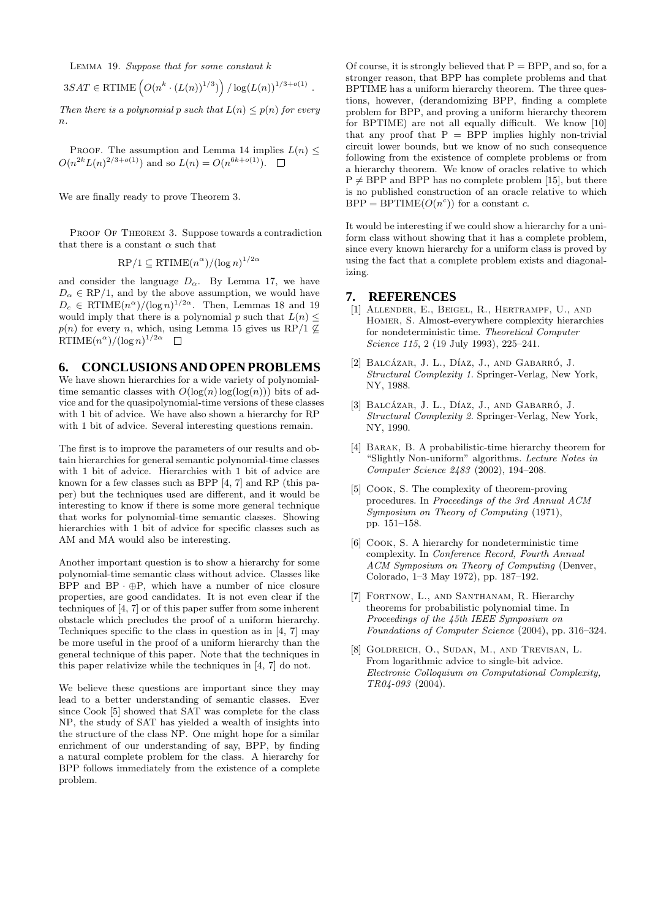Lemma 19. *Suppose that for some constant $k$*

$$3SAT \in \text{RTIME}\left(O(n^k \cdot (L(n))^{1/3})\right) / \log(L(n))^{1/3+o(1)} .$$

*Then there is a polynomial $p$ such that $L(n) \leq p(n)$ for every $n$.*

Proof. The assumption and Lemma 14 implies $L(n) \leq O(n^{2k} L(n)^{2/3+o(1)})$ and so $L(n) = O(n^{6k+o(1)})$. $\square$

We are finally ready to prove Theorem 3.

Proof Of Theorem 3. Suppose towards a contradiction that there is a constant $\alpha$ such that

$$\text{RP}/1 \subseteq \text{RTIME}(n^\alpha)/(\log n)^{1/2\alpha}$$

and consider the language $D_\alpha$. By Lemma 17, we have $D_\alpha \in \text{RP}/1$, and by the above assumption, we would have $D_c \in \text{RTIME}(n^\alpha)/(\log n)^{1/2\alpha}$. Then, Lemmas 18 and 19 would imply that there is a polynomial $p$ such that $L(n) \leq p(n)$ for every $n$, which, using Lemma 15 gives us $\text{RP}/1 \not\subseteq \text{RTIME}(n^\alpha)/(\log n)^{1/2\alpha}$ $\square$

## 6. CONCLUSIONS AND OPEN PROBLEMS

We have shown hierarchies for a wide variety of polynomial-time semantic classes with $O(\log(n)\log(\log(n)))$ bits of advice and for the quasipolynomial-time versions of these classes with 1 bit of advice. We have also shown a hierarchy for RP with 1 bit of advice. Several interesting questions remain.

The first is to improve the parameters of our results and obtain hierarchies for general semantic polynomial-time classes with 1 bit of advice. Hierarchies with 1 bit of advice are known for a few classes such as BPP [4, 7] and RP (this paper) but the techniques used are different, and it would be interesting to know if there is some more general technique that works for polynomial-time semantic classes. Showing hierarchies with 1 bit of advice for specific classes such as AM and MA would also be interesting.

Another important question is to show a hierarchy for some polynomial-time semantic class without advice. Classes like BPP and $\text{BP} \cdot \oplus\text{P}$, which have a number of nice closure properties, are good candidates. It is not even clear if the techniques of [4, 7] or of this paper suffer from some inherent obstacle which precludes the proof of a uniform hierarchy. Techniques specific to the class in question as in [4, 7] may be more useful in the proof of a uniform hierarchy than the general technique of this paper. Note that the techniques in this paper relativize while the techniques in [4, 7] do not.

We believe these questions are important since they may lead to a better understanding of semantic classes. Ever since Cook [5] showed that SAT was complete for the class NP, the study of SAT has yielded a wealth of insights into the structure of the class NP. One might hope for a similar enrichment of our understanding of say, BPP, by finding a natural complete problem for the class. A hierarchy for BPP follows immediately from the existence of a complete problem.

Of course, it is strongly believed that P = BPP, and so, for a stronger reason, that BPP has complete problems and that BPTIME has a uniform hierarchy theorem. The three questions, however, (derandomizing BPP, finding a complete problem for BPP, and proving a uniform hierarchy theorem for BPTIME) are not all equally difficult. We know [10] that any proof that P = BPP implies highly non-trivial circuit lower bounds, but we know of no such consequence following from the existence of complete problems or from a hierarchy theorem. We know of oracles relative to which P $\neq$ BPP and BPP has no complete problem [15], but there is no published construction of an oracle relative to which $\text{BPP} = \text{BPTIME}(O(n^c))$ for a constant $c$.

It would be interesting if we could show a hierarchy for a uniform class without showing that it has a complete problem, since every known hierarchy for a uniform class is proved by using the fact that a complete problem exists and diagonalizing.

## 7. REFERENCES

[1] Allender, E., Beigel, R., Hertrampf, U., and Homer, S. Almost-everywhere complexity hierarchies for nondeterministic time. *Theoretical Computer Science 115*, 2 (19 July 1993), 225–241.

[2] Balcázar, J. L., Díaz, J., and Gabarró, J. *Structural Complexity 1*. Springer-Verlag, New York, NY, 1988.

[3] Balcázar, J. L., Díaz, J., and Gabarró, J. *Structural Complexity 2*. Springer-Verlag, New York, NY, 1990.

[4] Barak, B. A probabilistic-time hierarchy theorem for "Slightly Non-uniform" algorithms. *Lecture Notes in Computer Science 2483* (2002), 194–208.

[5] Cook, S. The complexity of theorem-proving procedures. In *Proceedings of the 3rd Annual ACM Symposium on Theory of Computing* (1971), pp. 151–158.

[6] Cook, S. A hierarchy for nondeterministic time complexity. In *Conference Record, Fourth Annual ACM Symposium on Theory of Computing* (Denver, Colorado, 1–3 May 1972), pp. 187–192.

[7] Fortnow, L., and Santhanam, R. Hierarchy theorems for probabilistic polynomial time. In *Proceedings of the 45th IEEE Symposium on Foundations of Computer Science* (2004), pp. 316–324.

[8] Goldreich, O., Sudan, M., and Trevisan, L. From logarithmic advice to single-bit advice. *Electronic Colloquium on Computational Complexity, TR04-093* (2004).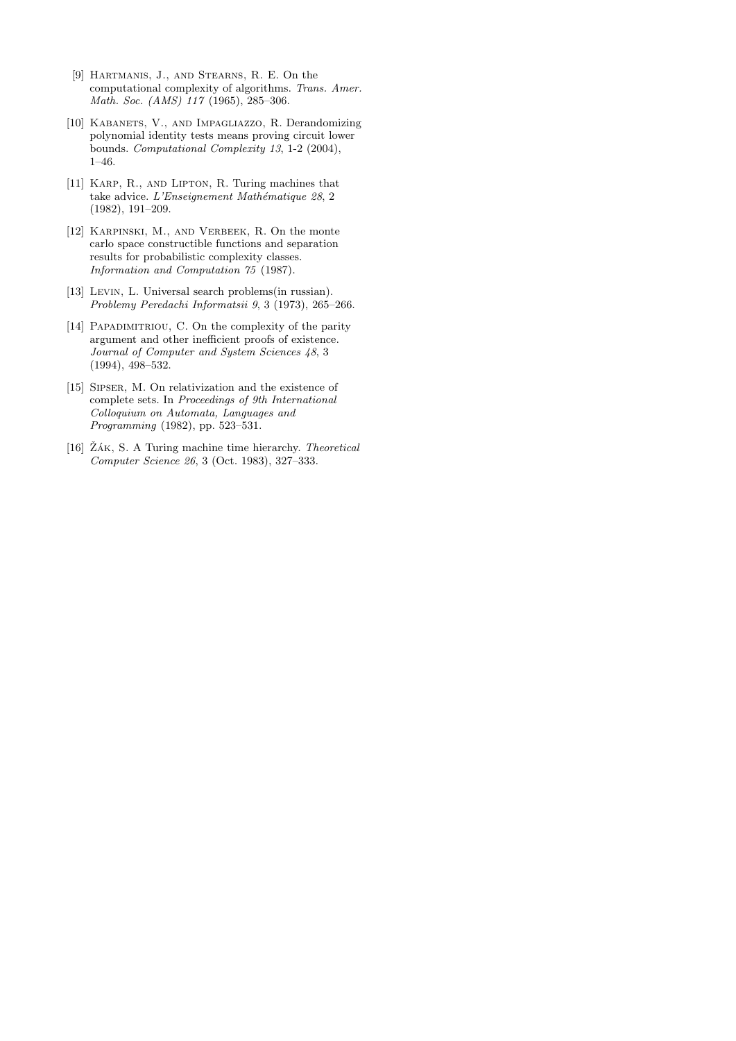[9] Hartmanis, J., and Stearns, R. E. On the computational complexity of algorithms. *Trans. Amer. Math. Soc. (AMS) 117* (1965), 285–306.

[10] Kabanets, V., and Impagliazzo, R. Derandomizing polynomial identity tests means proving circuit lower bounds. *Computational Complexity 13*, 1-2 (2004), 1–46.

[11] Karp, R., and Lipton, R. Turing machines that take advice. *L'Enseignement Mathématique 28*, 2 (1982), 191–209.

[12] Karpinski, M., and Verbeek, R. On the monte carlo space constructible functions and separation results for probabilistic complexity classes. *Information and Computation 75* (1987).

[13] Levin, L. Universal search problems(in russian). *Problemy Peredachi Informatsii 9*, 3 (1973), 265–266.

[14] Papadimitriou, C. On the complexity of the parity argument and other inefficient proofs of existence. *Journal of Computer and System Sciences 48*, 3 (1994), 498–532.

[15] Sipser, M. On relativization and the existence of complete sets. In *Proceedings of 9th International Colloquium on Automata, Languages and Programming* (1982), pp. 523–531.

[16] Žák, S. A Turing machine time hierarchy. *Theoretical Computer Science 26*, 3 (Oct. 1983), 327–333.